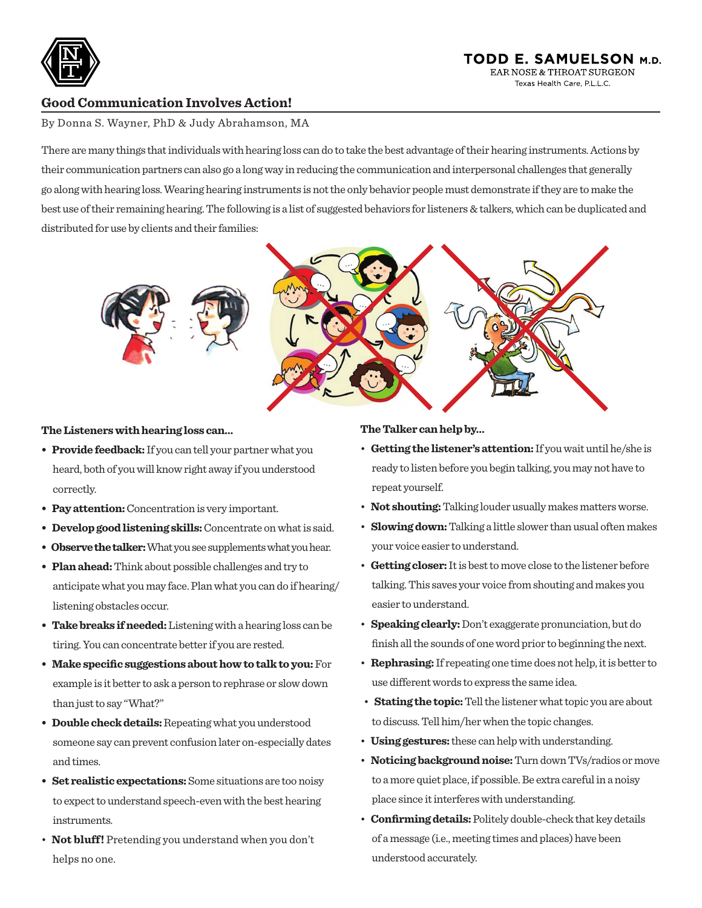**TODD E. SAMUELSON M.D.**
EAR NOSE & THROAT SURGEON
Texas Health Care, P.L.L.C.

## Good Communication Involves Action!

By Donna S. Wayner, PhD & Judy Abrahamson, MA

There are many things that individuals with hearing loss can do to take the best advantage of their hearing instruments. Actions by their communication partners can also go a long way in reducing the communication and interpersonal challenges that generally go along with hearing loss. Wearing hearing instruments is not the only behavior people must demonstrate if they are to make the best use of their remaining hearing. The following is a list of suggested behaviors for listeners & talkers, which can be duplicated and distributed for use by clients and their families:

**The Listeners with hearing loss can...**

- **Provide feedback:** If you can tell your partner what you heard, both of you will know right away if you understood correctly.
- **Pay attention:** Concentration is very important.
- **Develop good listening skills:** Concentrate on what is said.
- **Observe the talker:** What you see supplements what you hear.
- **Plan ahead:** Think about possible challenges and try to anticipate what you may face. Plan what you can do if hearing/listening obstacles occur.
- **Take breaks if needed:** Listening with a hearing loss can be tiring. You can concentrate better if you are rested.
- **Make specific suggestions about how to talk to you:** For example is it better to ask a person to rephrase or slow down than just to say "What?"
- **Double check details:** Repeating what you understood someone say can prevent confusion later on-especially dates and times.
- **Set realistic expectations:** Some situations are too noisy to expect to understand speech-even with the best hearing instruments.
- **Not bluff!** Pretending you understand when you don't helps no one.

**The Talker can help by...**

- **Getting the listener's attention:** If you wait until he/she is ready to listen before you begin talking, you may not have to repeat yourself.
- **Not shouting:** Talking louder usually makes matters worse.
- **Slowing down:** Talking a little slower than usual often makes your voice easier to understand.
- **Getting closer:** It is best to move close to the listener before talking. This saves your voice from shouting and makes you easier to understand.
- **Speaking clearly:** Don't exaggerate pronunciation, but do finish all the sounds of one word prior to beginning the next.
- **Rephrasing:** If repeating one time does not help, it is better to use different words to express the same idea.
- **Stating the topic:** Tell the listener what topic you are about to discuss. Tell him/her when the topic changes.
- **Using gestures:** these can help with understanding.
- **Noticing background noise:** Turn down TVs/radios or move to a more quiet place, if possible. Be extra careful in a noisy place since it interferes with understanding.
- **Confirming details:** Politely double-check that key details of a message (i.e., meeting times and places) have been understood accurately.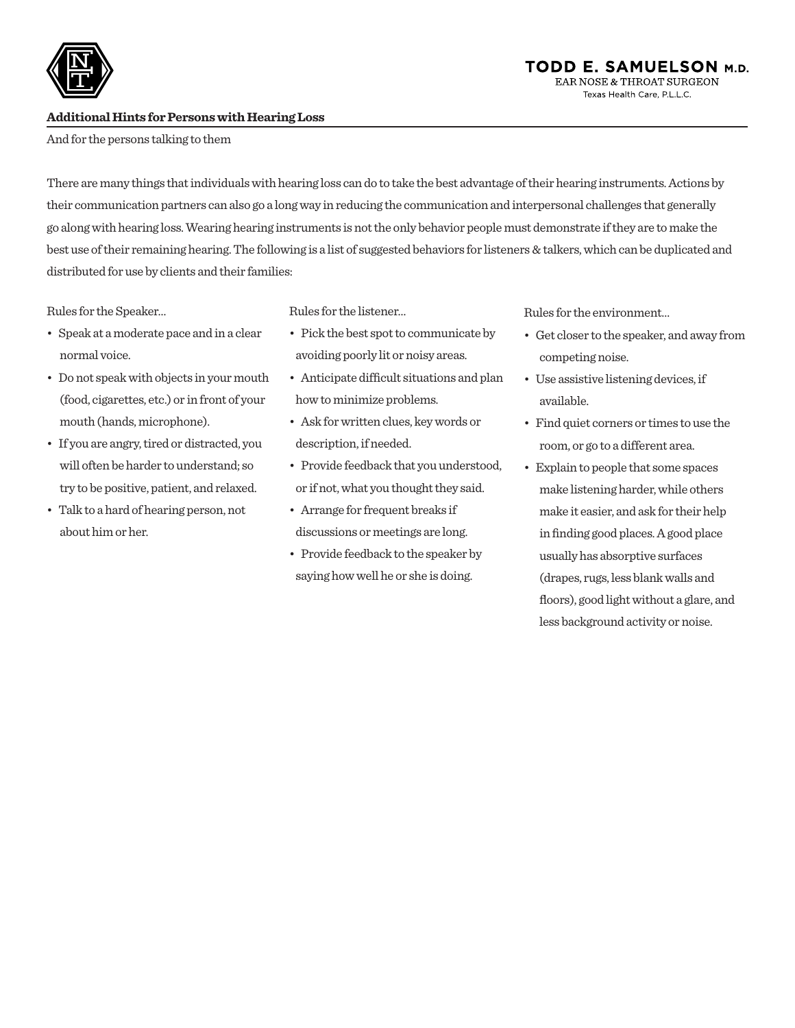**TODD E. SAMUELSON M.D.**
EAR NOSE & THROAT SURGEON
Texas Health Care, P.L.L.C.

## Additional Hints for Persons with Hearing Loss

And for the persons talking to them

There are many things that individuals with hearing loss can do to take the best advantage of their hearing instruments. Actions by their communication partners can also go a long way in reducing the communication and interpersonal challenges that generally go along with hearing loss. Wearing hearing instruments is not the only behavior people must demonstrate if they are to make the best use of their remaining hearing. The following is a list of suggested behaviors for listeners & talkers, which can be duplicated and distributed for use by clients and their families:

Rules for the Speaker...

- Speak at a moderate pace and in a clear normal voice.
- Do not speak with objects in your mouth (food, cigarettes, etc.) or in front of your mouth (hands, microphone).
- If you are angry, tired or distracted, you will often be harder to understand; so try to be positive, patient, and relaxed.
- Talk to a hard of hearing person, not about him or her.

Rules for the listener...

- Pick the best spot to communicate by avoiding poorly lit or noisy areas.
- Anticipate difficult situations and plan how to minimize problems.
- Ask for written clues, key words or description, if needed.
- Provide feedback that you understood, or if not, what you thought they said.
- Arrange for frequent breaks if discussions or meetings are long.
- Provide feedback to the speaker by saying how well he or she is doing.

Rules for the environment...

- Get closer to the speaker, and away from competing noise.
- Use assistive listening devices, if available.
- Find quiet corners or times to use the room, or go to a different area.
- Explain to people that some spaces make listening harder, while others make it easier, and ask for their help in finding good places. A good place usually has absorptive surfaces (drapes, rugs, less blank walls and floors), good light without a glare, and less background activity or noise.